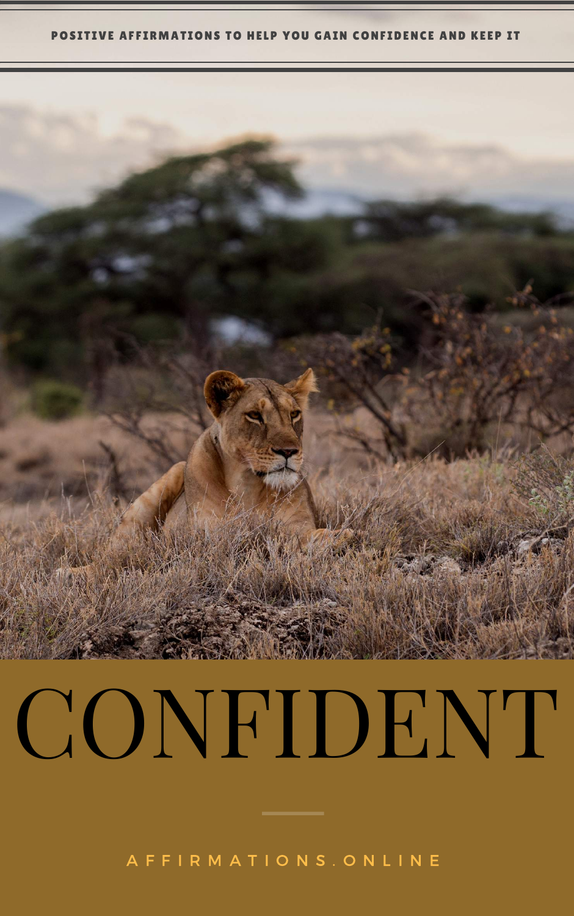POSITIVE AFFIRMATIONS TO HELP YOU GAIN CONFIDENCE AND KEEP IT

# CONFIDENT

AFFIRMATIONS.ONLINE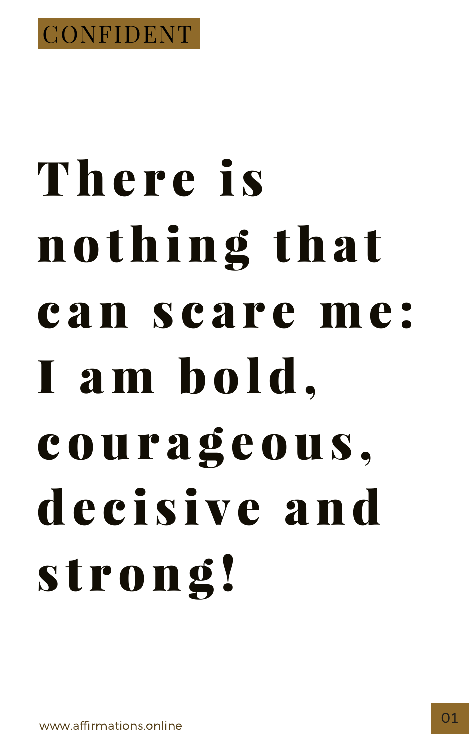CONFIDENT

# There is nothing that can scare me: I am bold, courageous, decisive and strong!

www.affirmations.online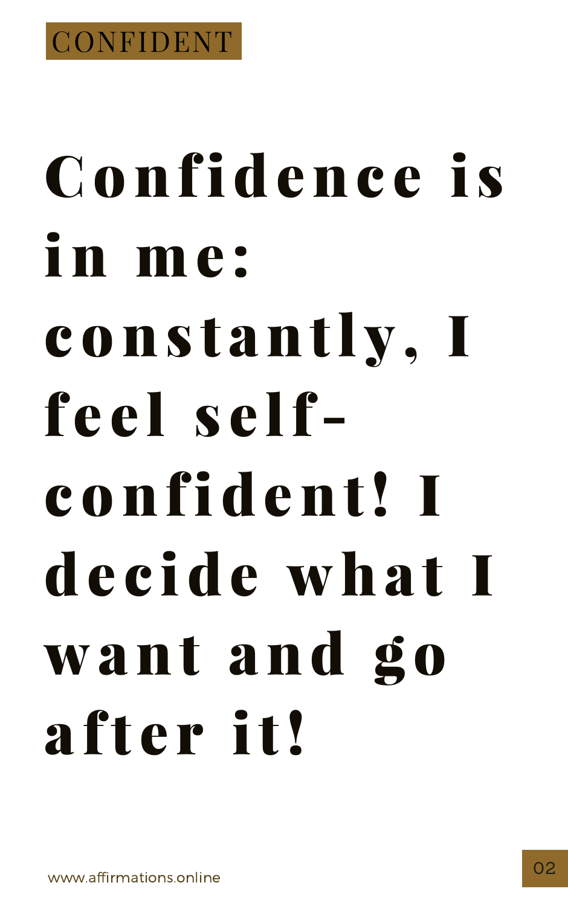CONFIDENT

# Confidence is in me: constantly, I feel self-confident! I decide what I want and go after it!

www.affirmations.online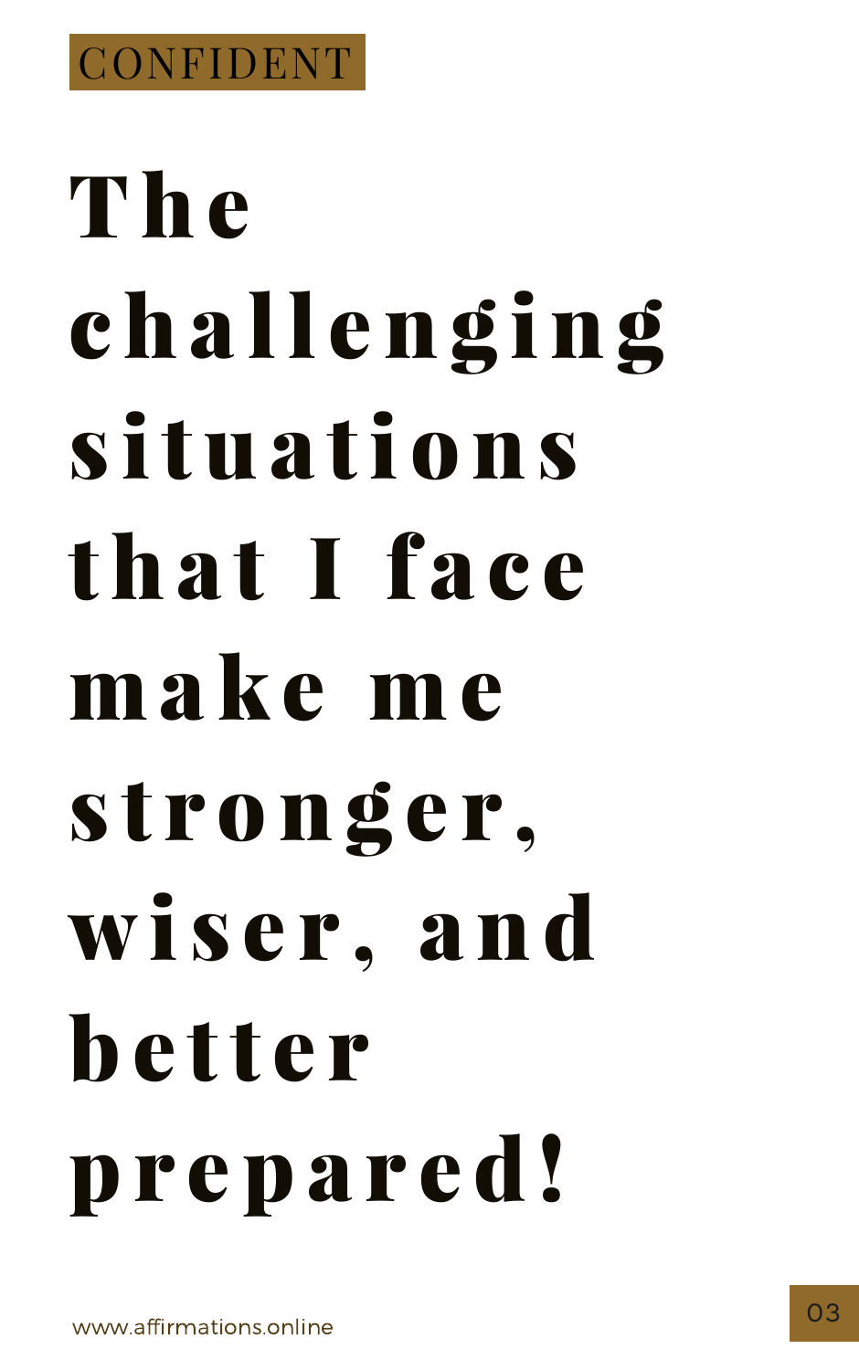CONFIDENT

# The challenging situations that I face make me stronger, wiser, and better prepared!

www.affirmations.online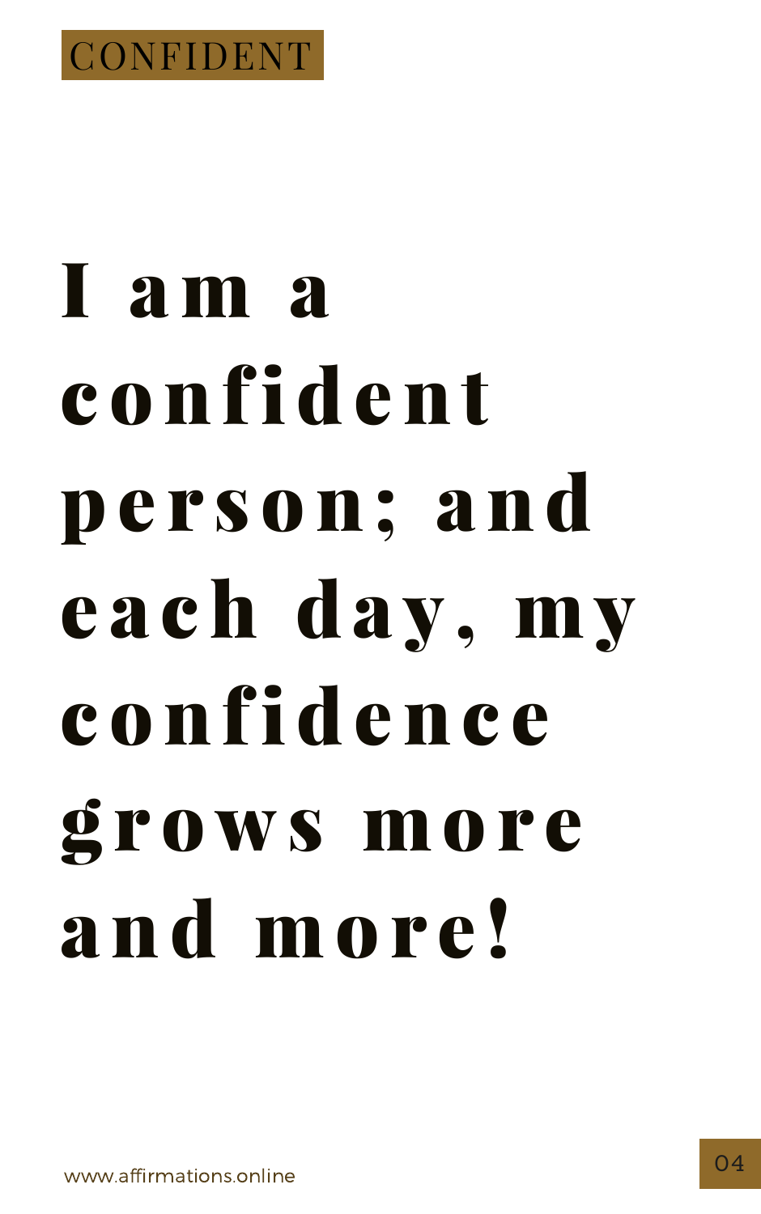CONFIDENT

# I am a confident person; and each day, my confidence grows more and more!

www.affirmations.online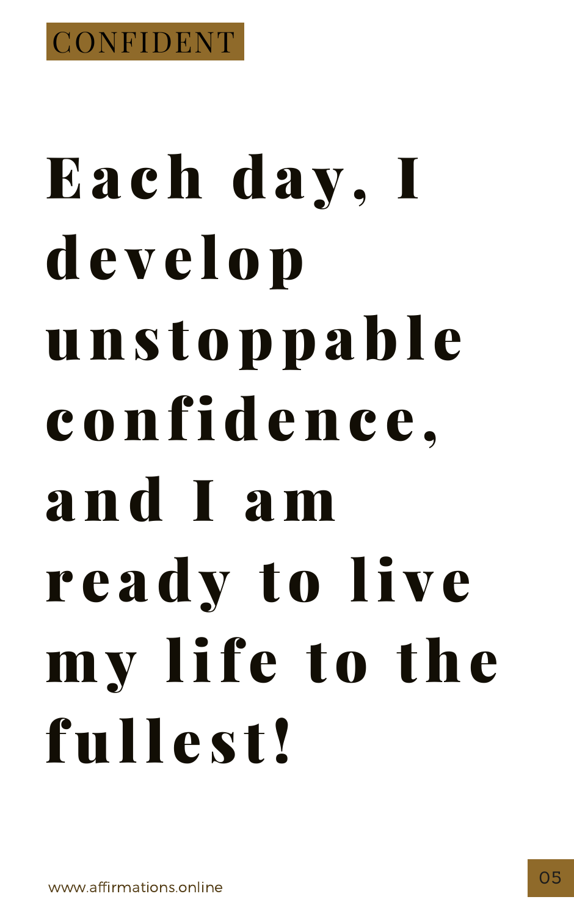CONFIDENT

# Each day, I develop unstoppable confidence, and I am ready to live my life to the fullest!

www.affirmations.online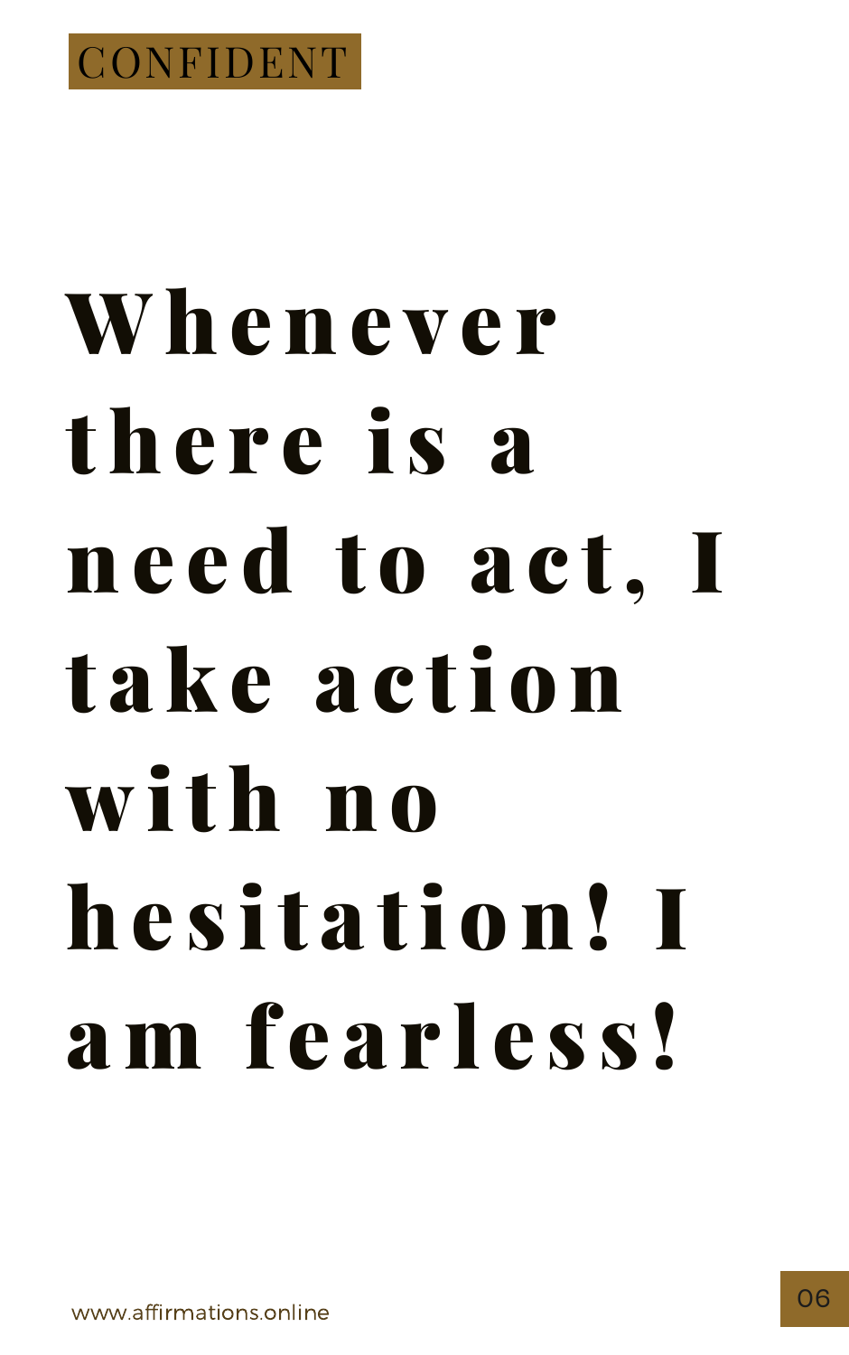CONFIDENT

# Whenever there is a need to act, I take action with no hesitation! I am fearless!

www.affirmations.online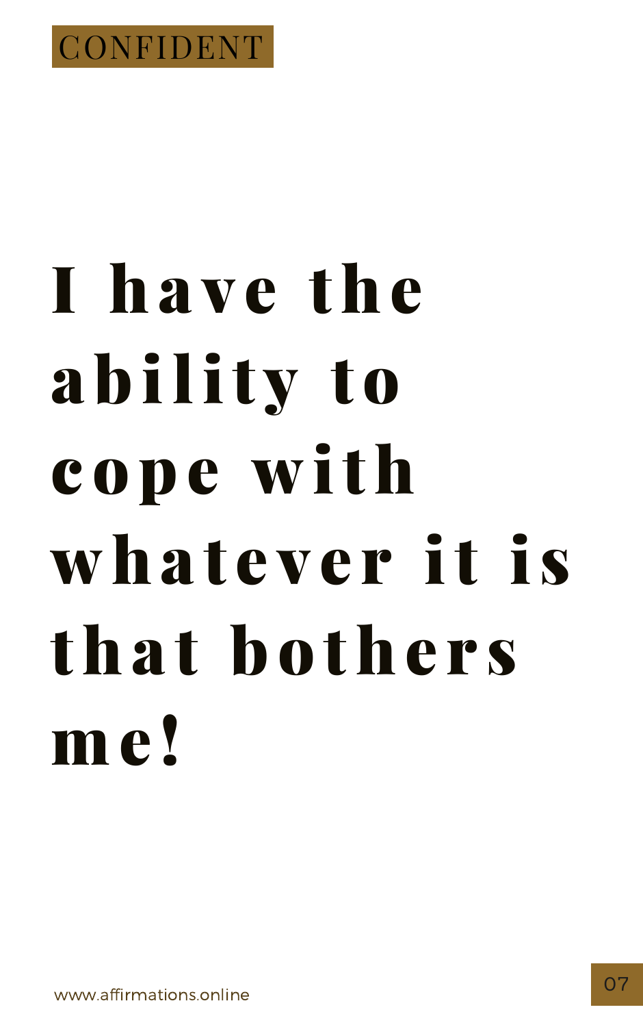CONFIDENT

# I have the ability to cope with whatever it is that bothers me!

www.affirmations.online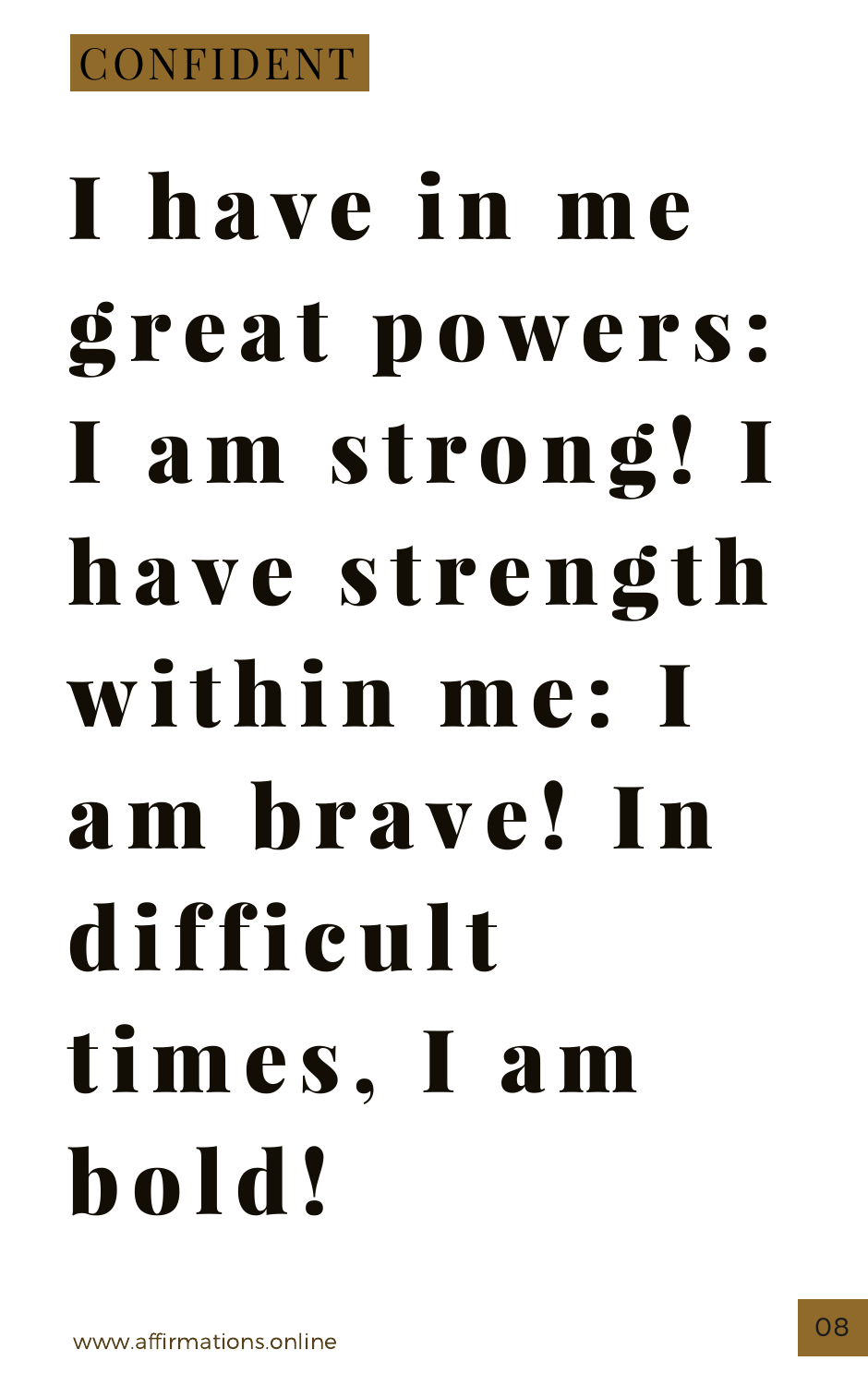CONFIDENT

# I have in me great powers: I am strong! I have strength within me: I am brave! In difficult times, I am bold!

www.affirmations.online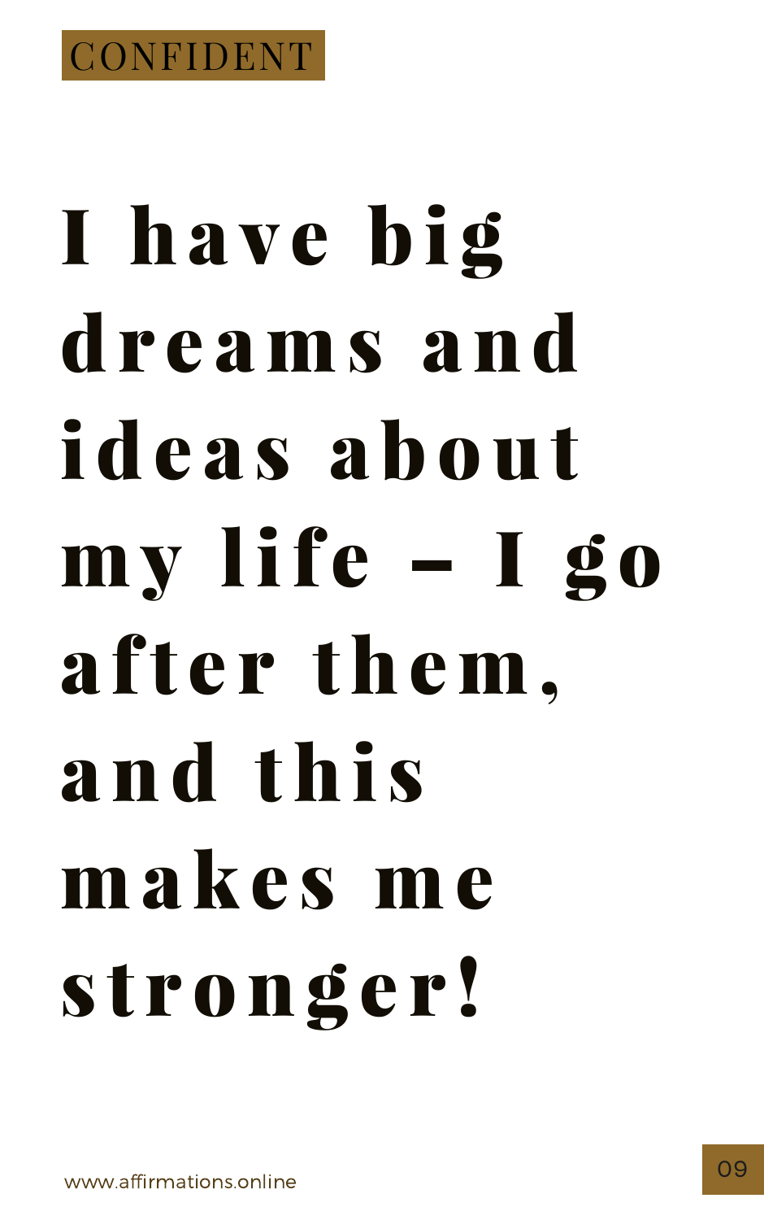CONFIDENT

# I have big dreams and ideas about my life – I go after them, and this makes me stronger!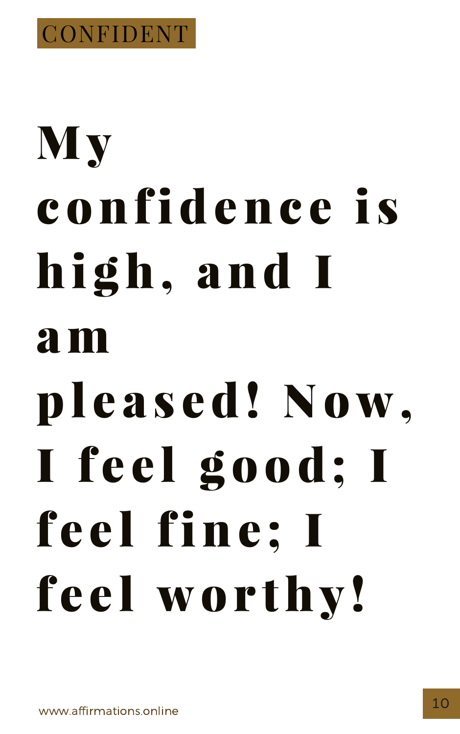CONFIDENT

# My confidence is high, and I am pleased! Now, I feel good; I feel fine; I feel worthy!

www.affirmations.online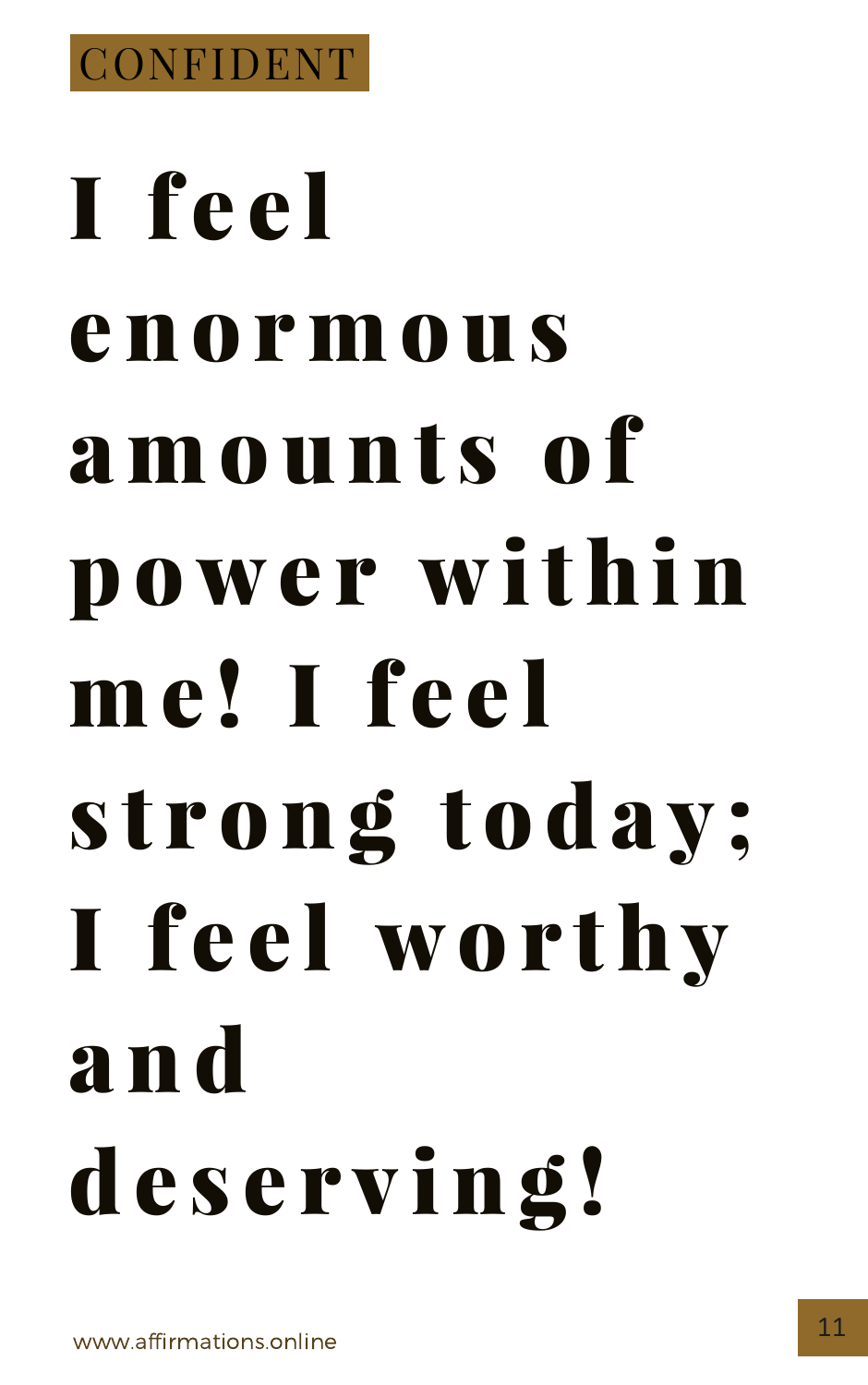CONFIDENT

# I feel enormous amounts of power within me! I feel strong today; I feel worthy and deserving!

www.affirmations.online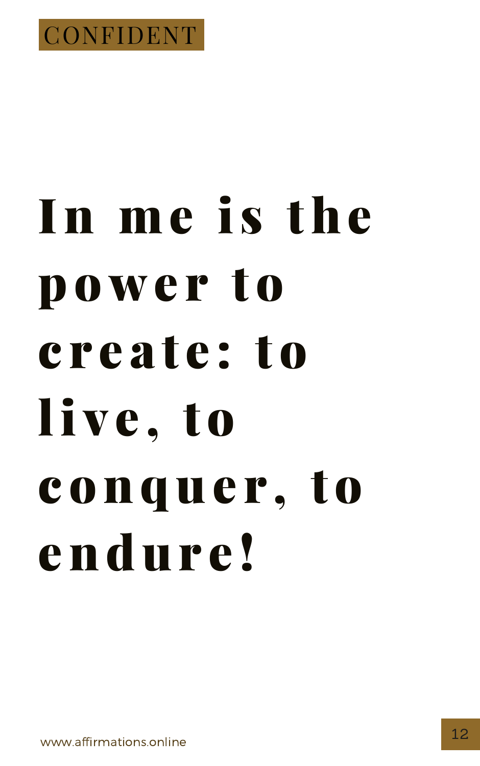CONFIDENT

# In me is the power to create: to live, to conquer, to endure!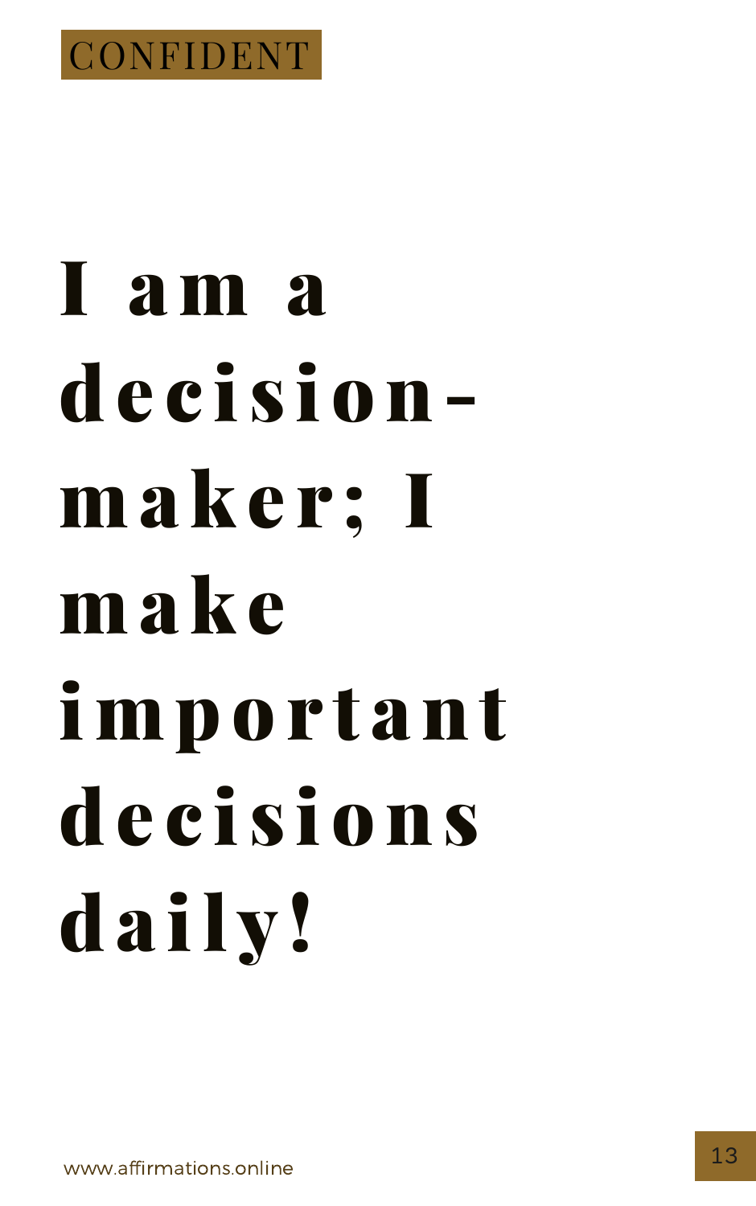CONFIDENT

# I am a decision-maker; I make important decisions daily!

www.affirmations.online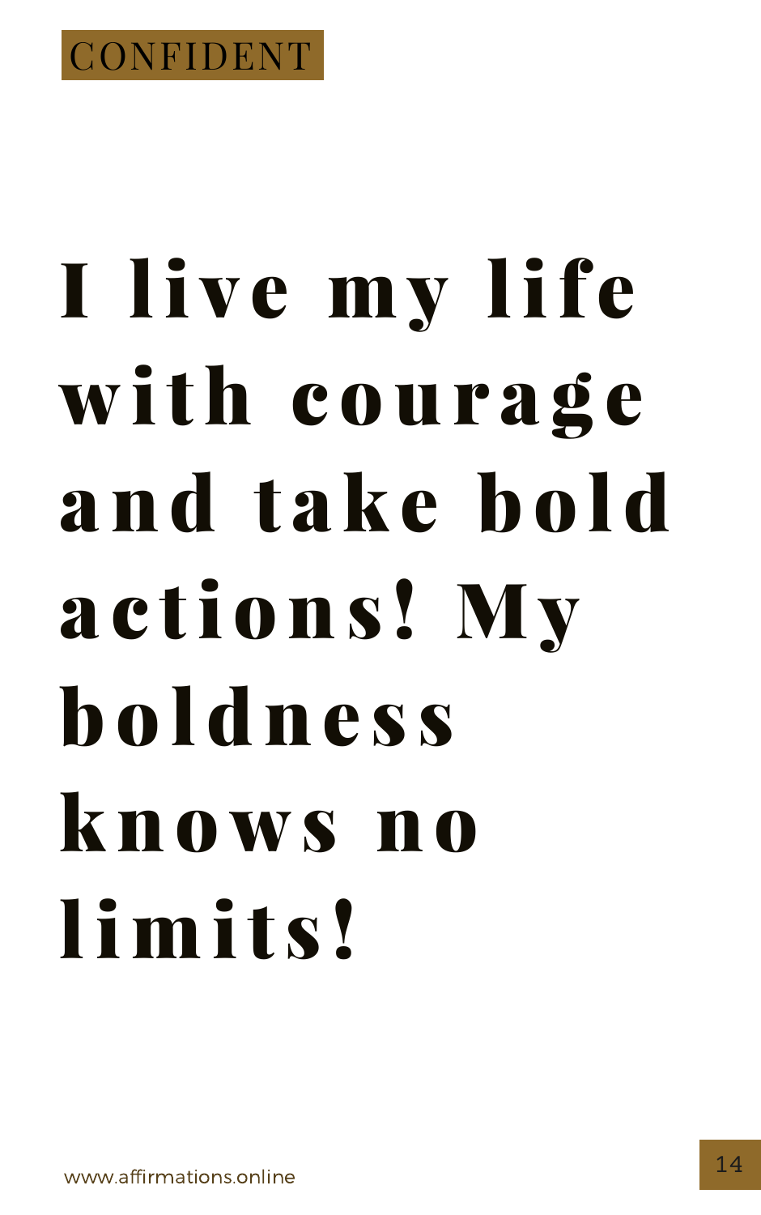CONFIDENT

# I live my life with courage and take bold actions! My boldness knows no limits!

www.affirmations.online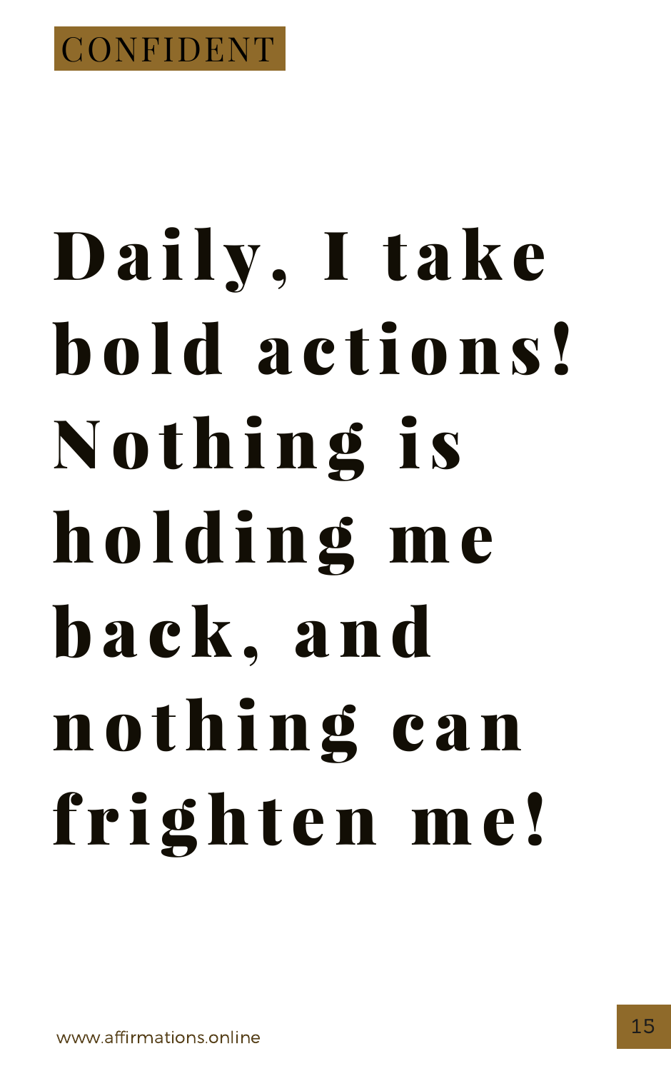CONFIDENT

# Daily, I take bold actions! Nothing is holding me back, and nothing can frighten me!

www.affirmations.online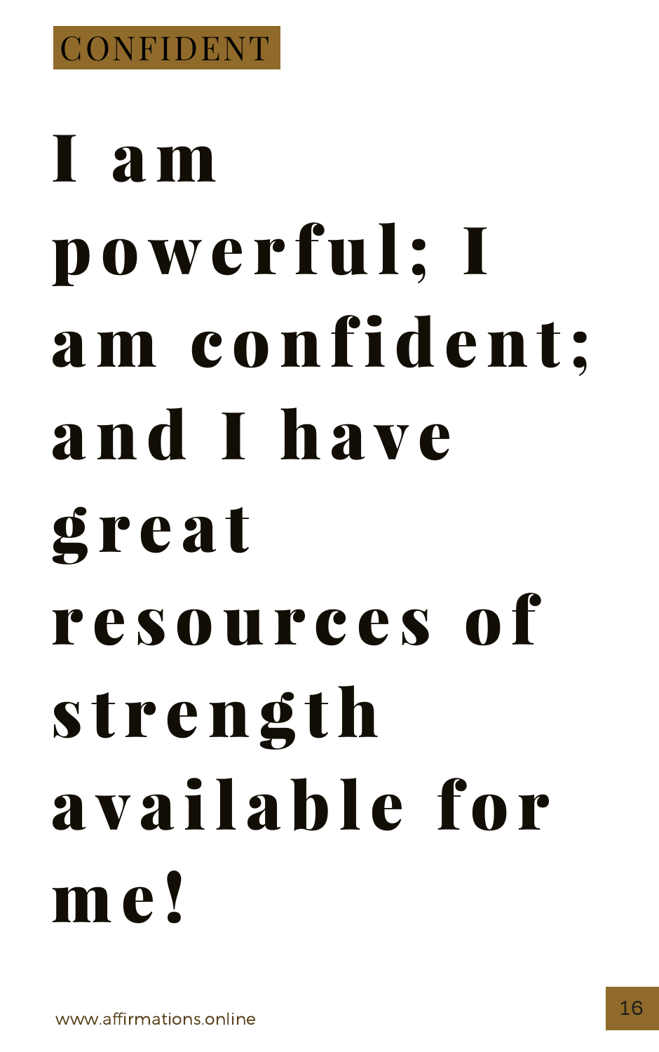CONFIDENT

# I am powerful; I am confident; and I have great resources of strength available for me!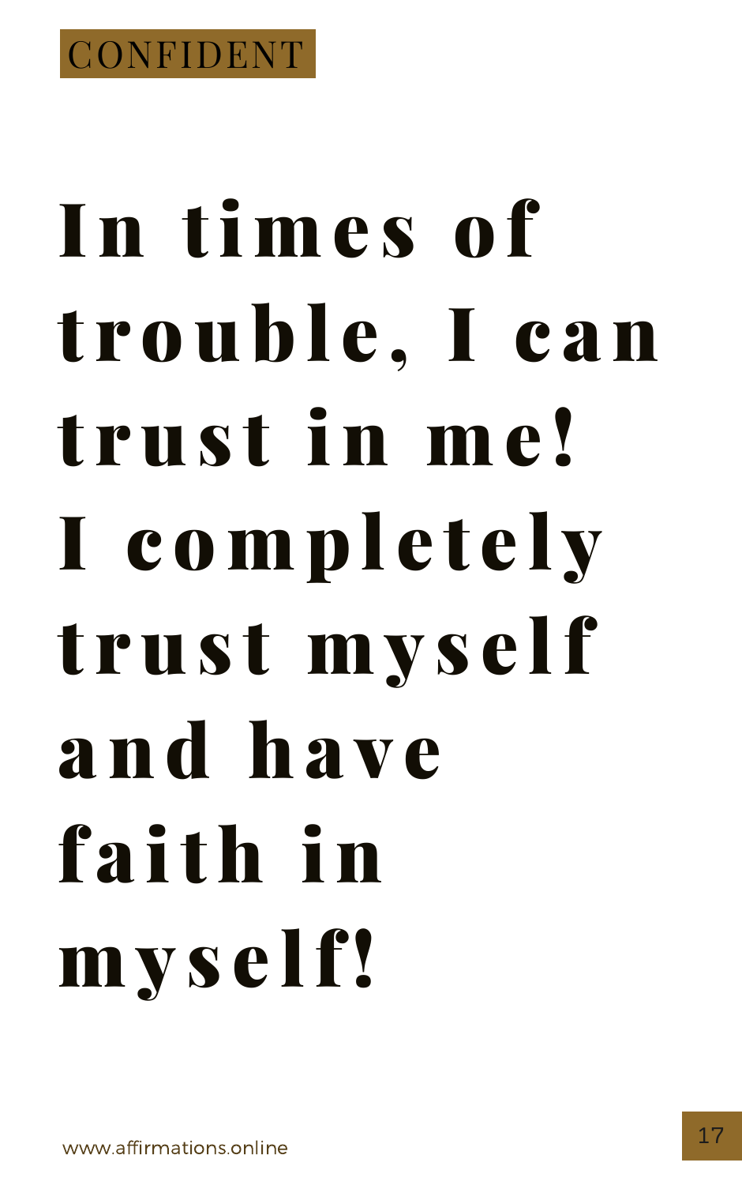CONFIDENT

# In times of trouble, I can trust in me! I completely trust myself and have faith in myself!

www.affirmations.online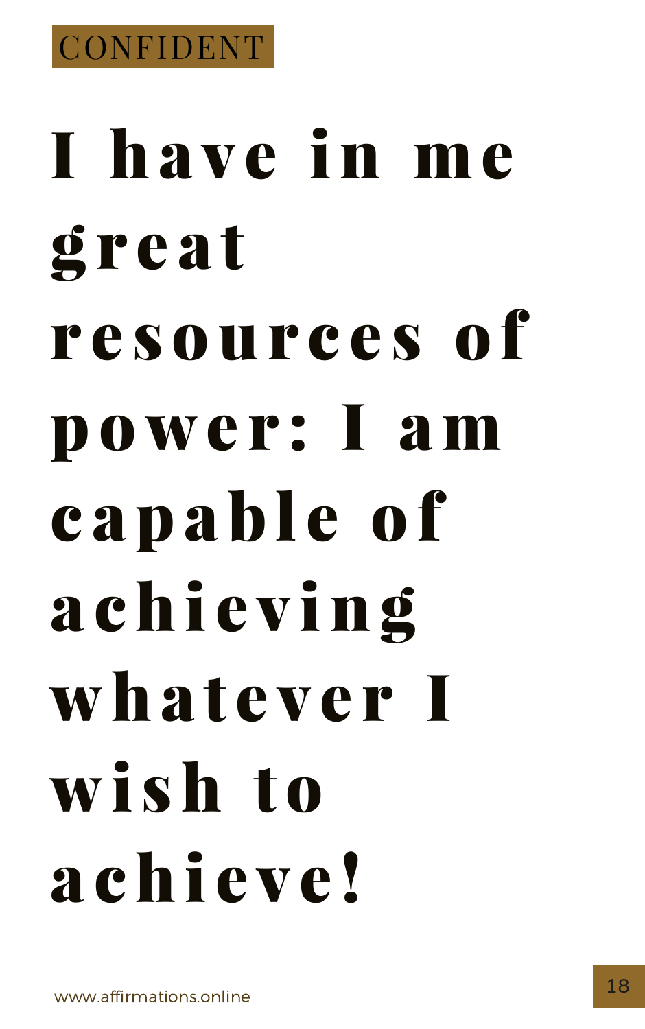CONFIDENT

# I have in me great resources of power: I am capable of achieving whatever I wish to achieve!

www.affirmations.online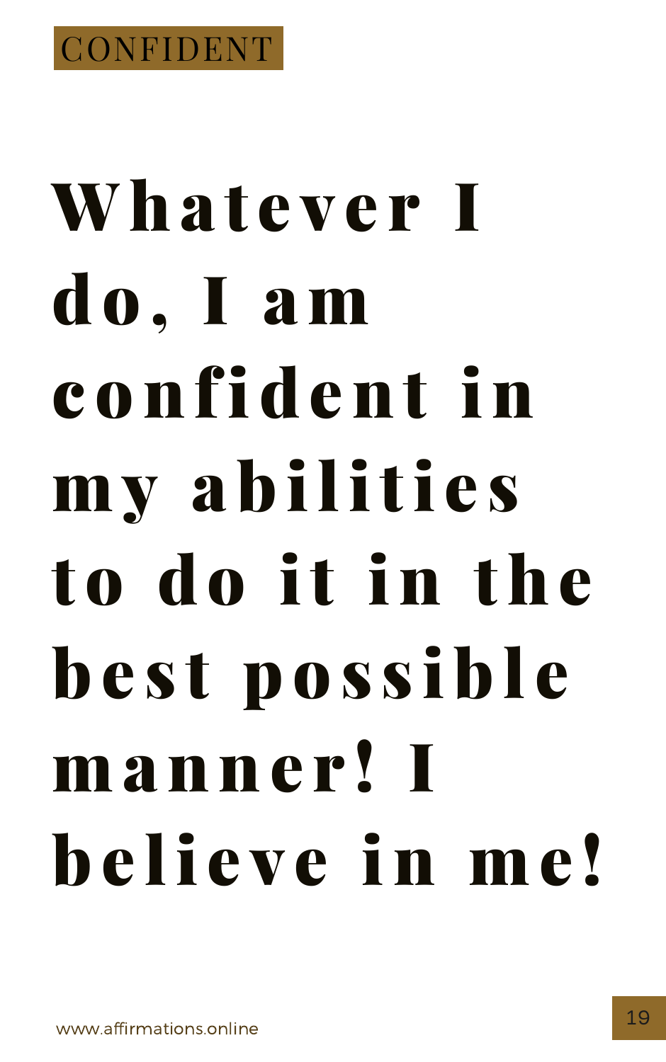CONFIDENT

# Whatever I do, I am confident in my abilities to do it in the best possible manner! I believe in me!

www.affirmations.online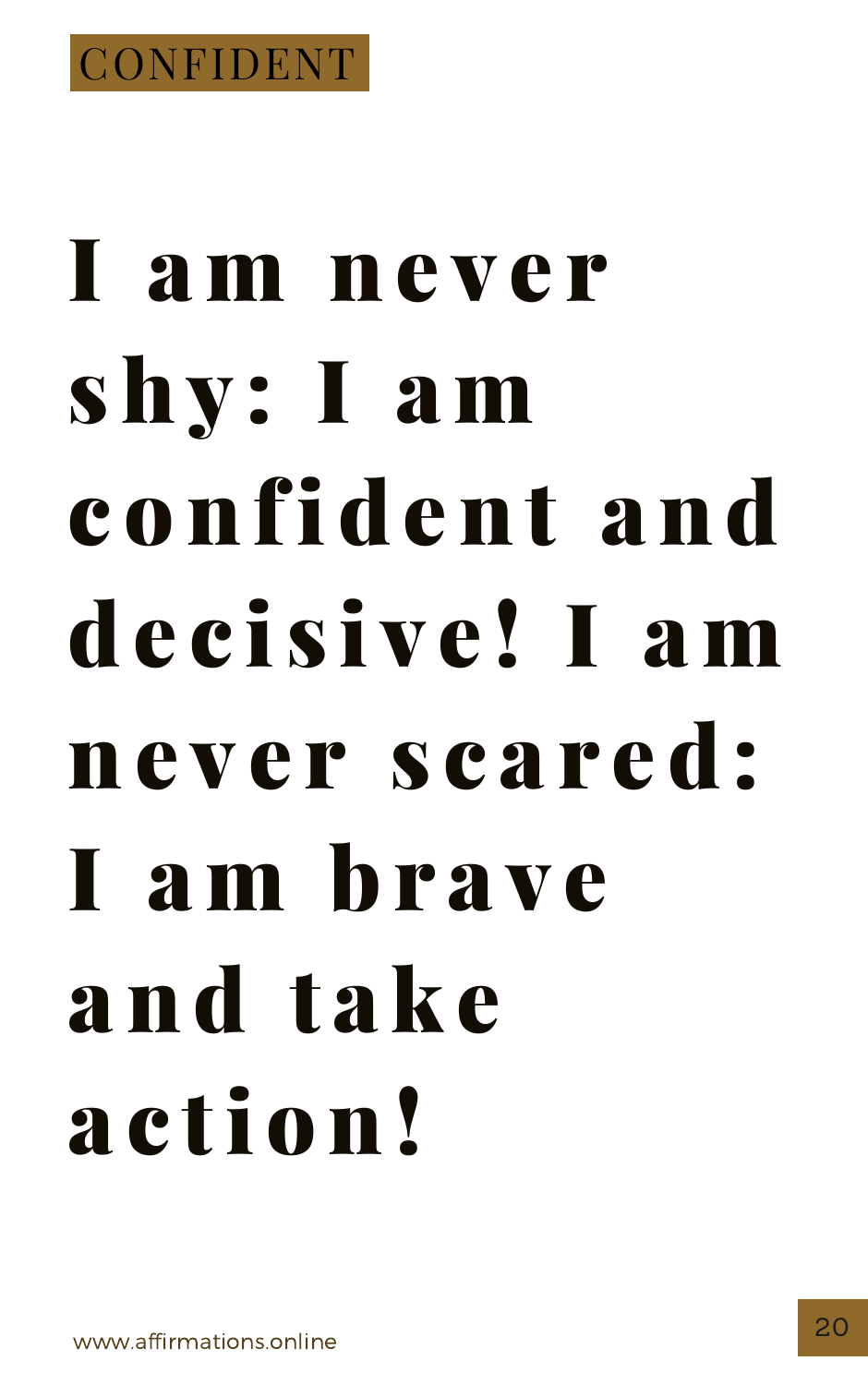CONFIDENT

# I am never shy: I am confident and decisive! I am never scared: I am brave and take action!

www.affirmations.online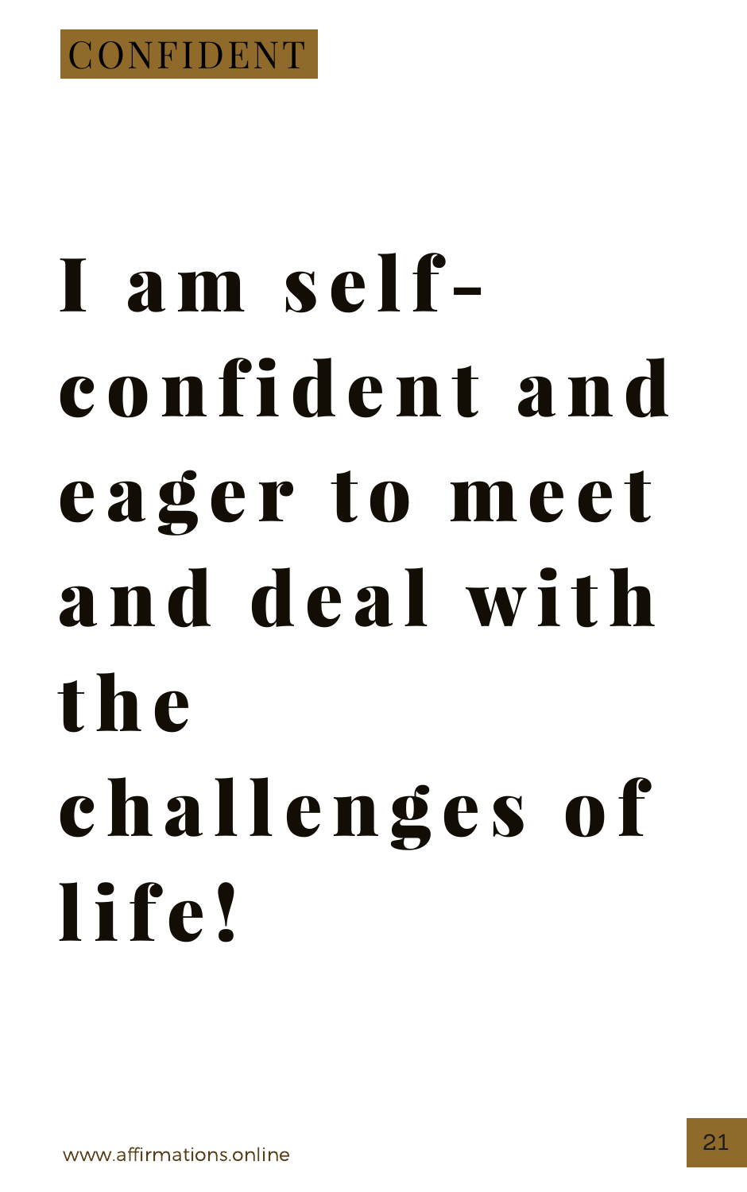CONFIDENT

# I am self-confident and eager to meet and deal with the challenges of life!

www.affirmations.online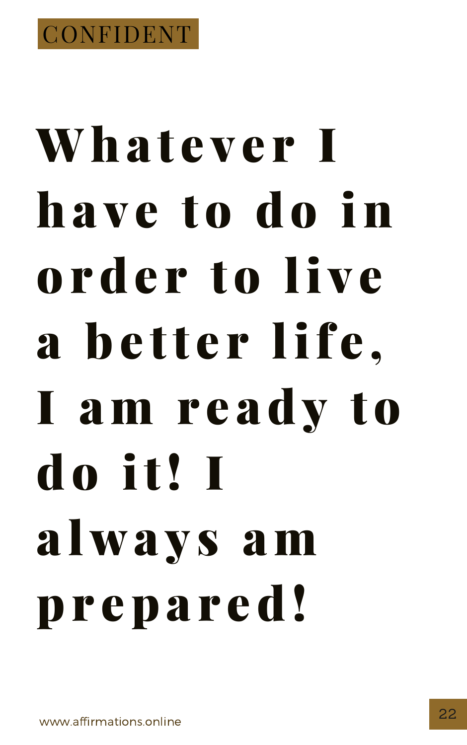CONFIDENT

# Whatever I have to do in order to live a better life, I am ready to do it! I always am prepared!

www.affirmations.online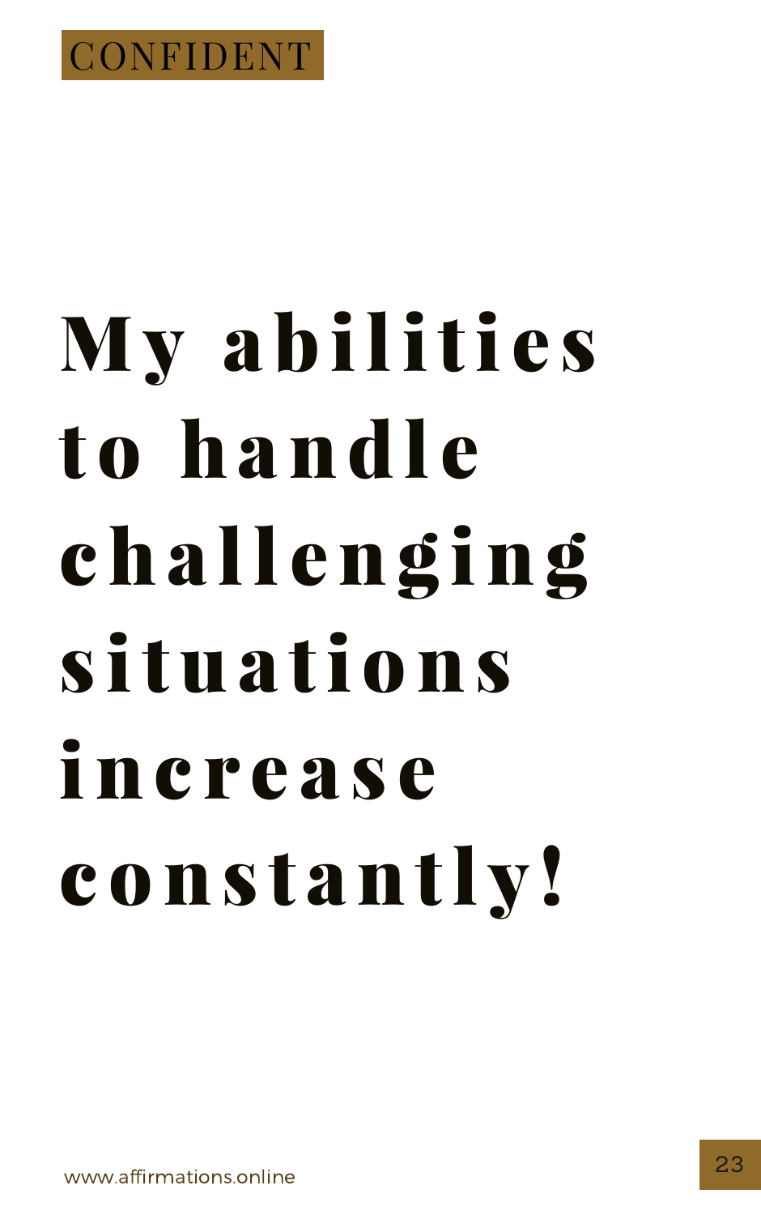CONFIDENT

# My abilities to handle challenging situations increase constantly!

www.affirmations.online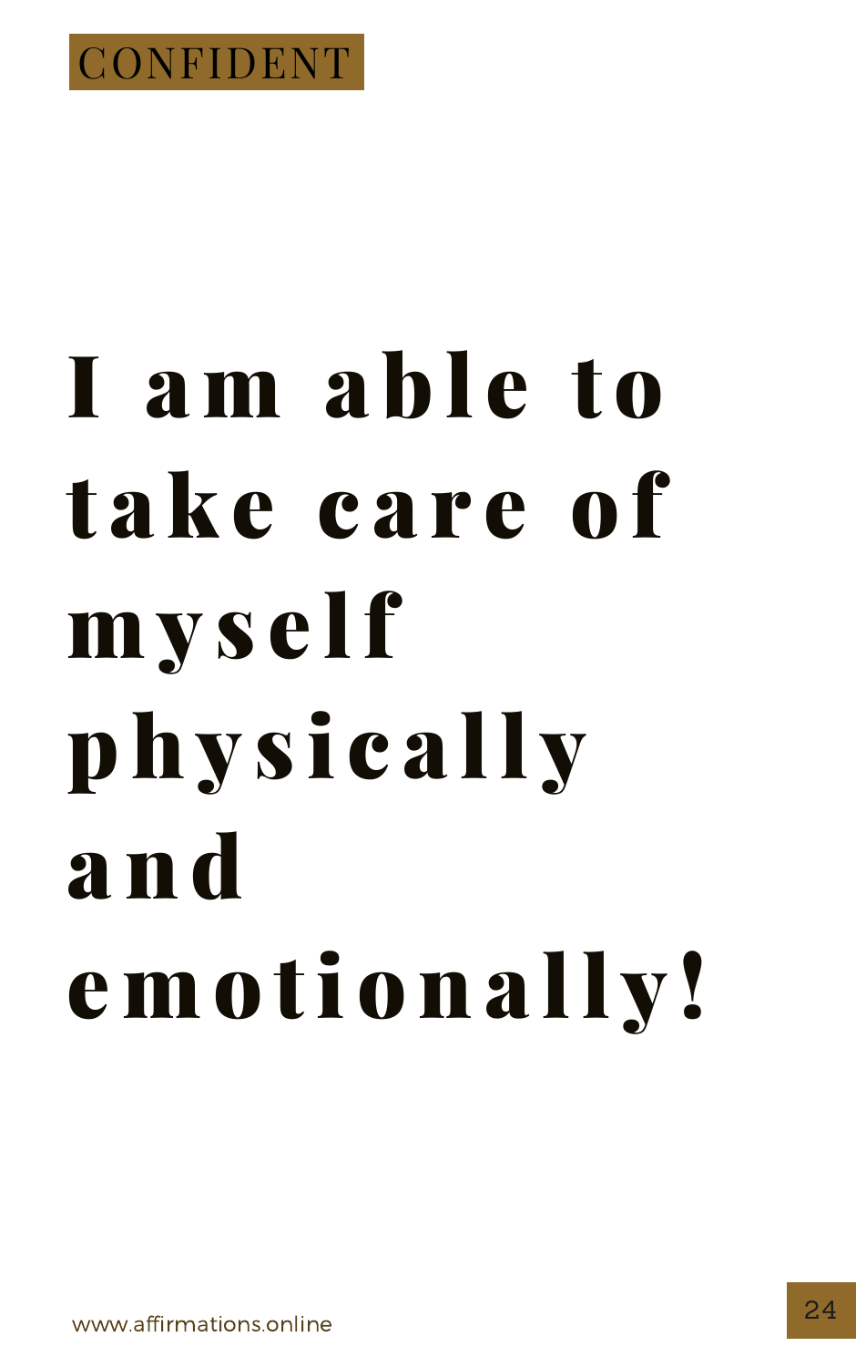CONFIDENT

# I am able to take care of myself physically and emotionally!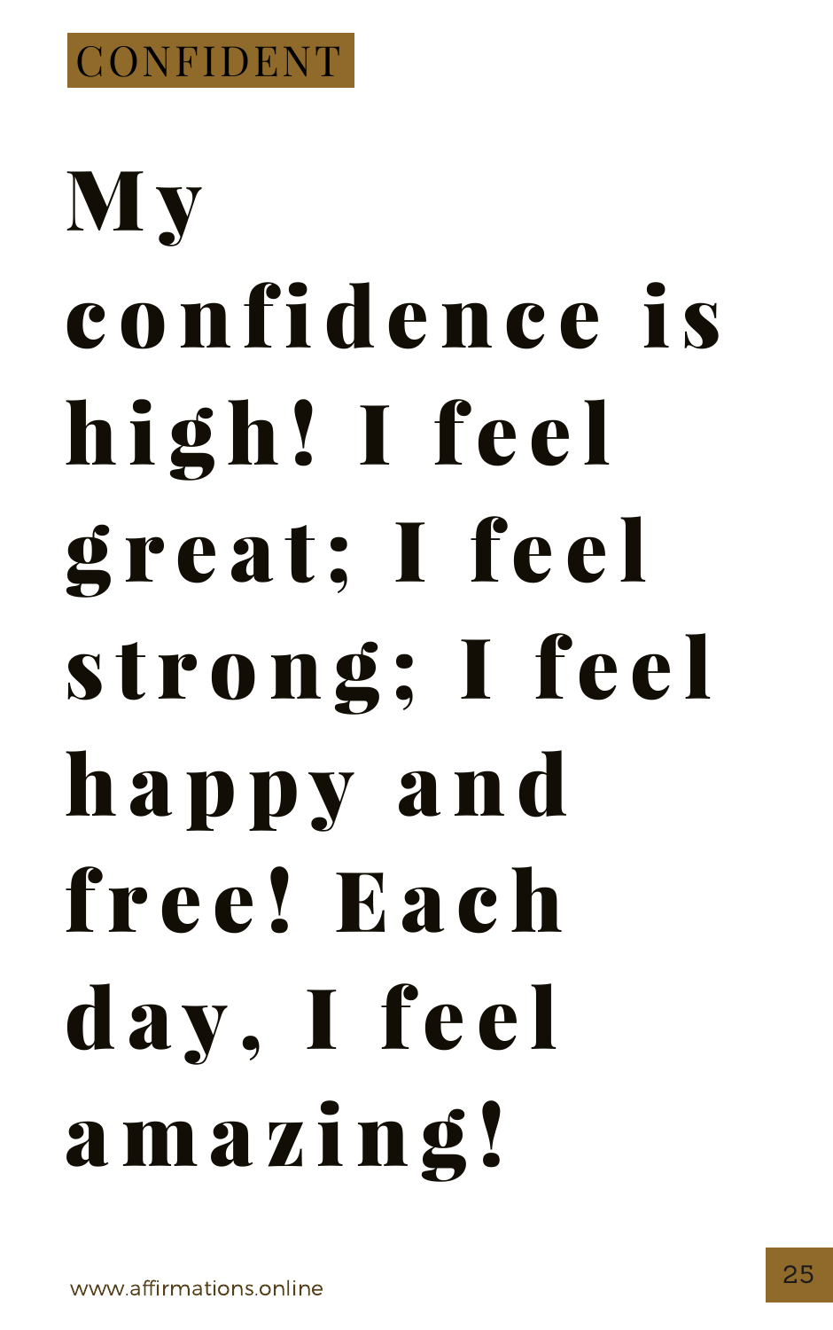CONFIDENT

# My confidence is high! I feel great; I feel strong; I feel happy and free! Each day, I feel amazing!

www.affirmations.online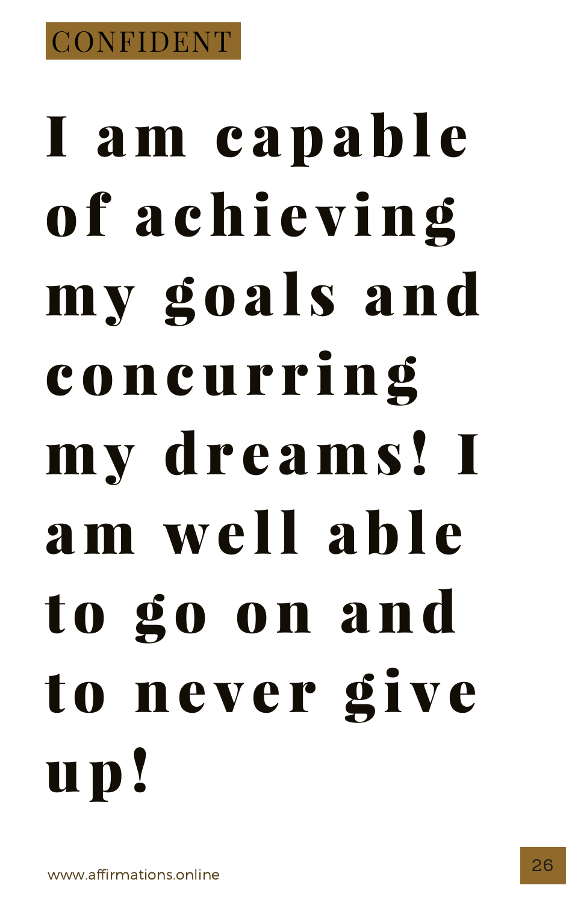CONFIDENT

# I am capable of achieving my goals and concurring my dreams! I am well able to go on and to never give up!

www.affirmations.online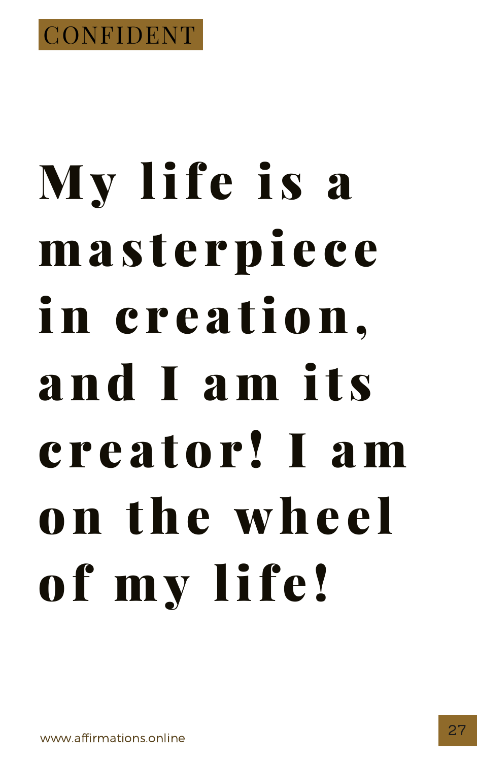CONFIDENT

# My life is a masterpiece in creation, and I am its creator! I am on the wheel of my life!

www.affirmations.online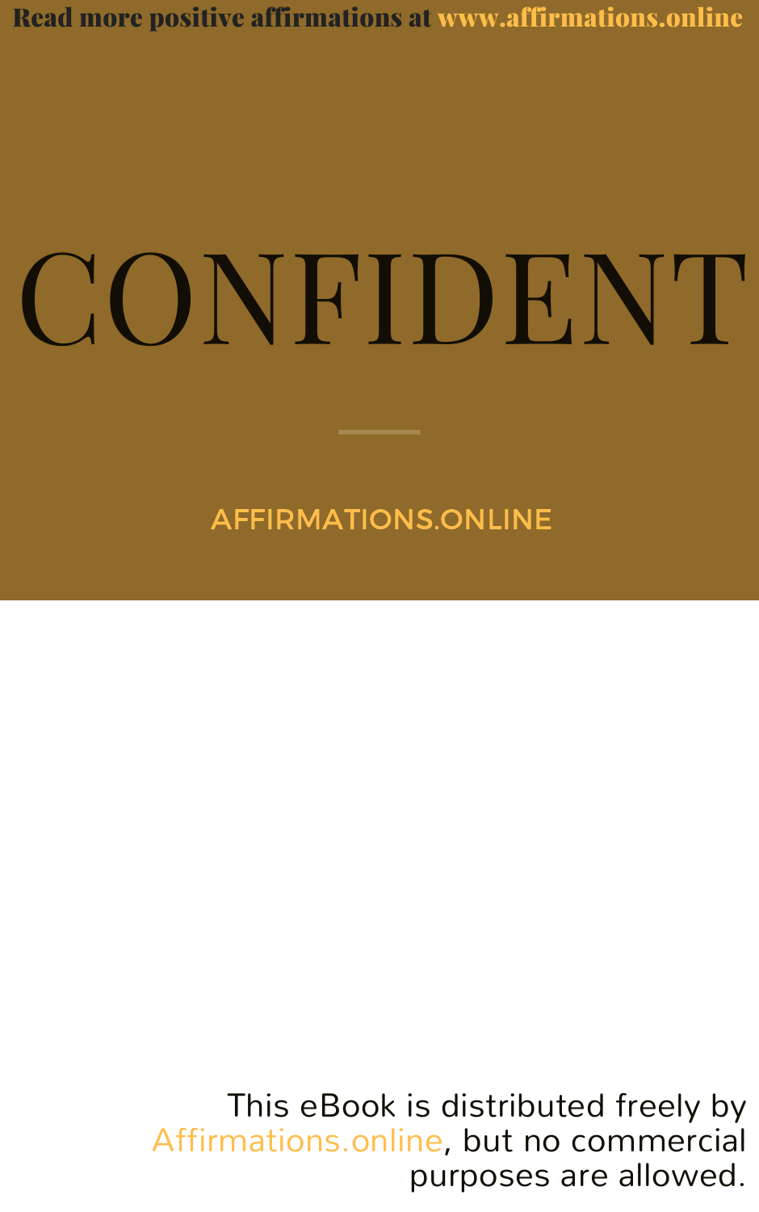Read more positive affirmations at www.affirmations.online

# CONFIDENT

AFFIRMATIONS.ONLINE

This eBook is distributed freely by Affirmations.online, but no commercial purposes are allowed.